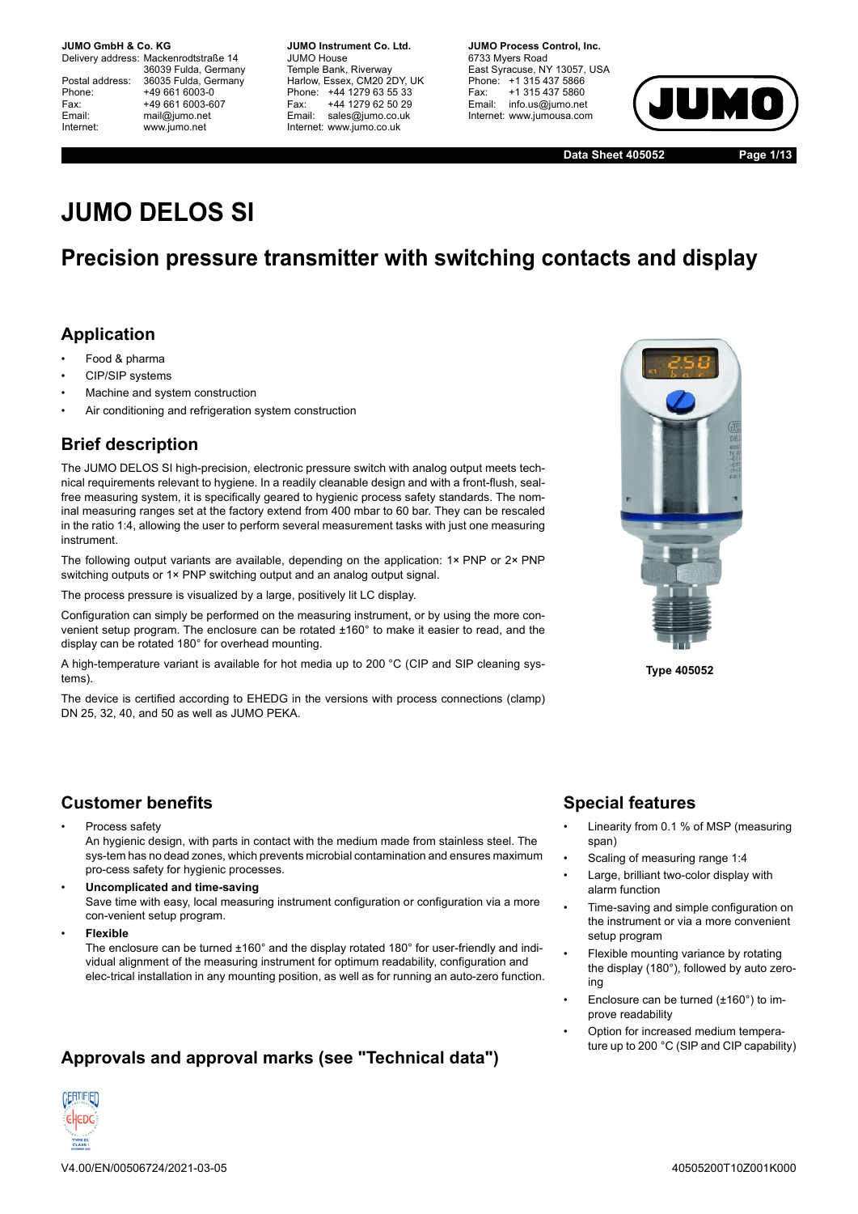**JUMO GmbH & Co. KG**
Delivery address: Mackenrodtstraße 14
36039 Fulda, Germany
Postal address: 36035 Fulda, Germany
Phone: +49 661 6003-0
Fax: +49 661 6003-607
Email: mail@jumo.net
Internet: www.jumo.net

**JUMO Instrument Co. Ltd.**
JUMO House
Temple Bank, Riverway
Harlow, Essex, CM20 2DY, UK
Phone: +44 1279 63 55 33
Fax: +44 1279 62 50 29
Email: sales@jumo.co.uk
Internet: www.jumo.co.uk

**JUMO Process Control, Inc.**
6733 Myers Road
East Syracuse, NY 13057, USA
Phone: +1 315 437 5866
Fax: +1 315 437 5860
Email: info.us@jumo.net
Internet: www.jumousa.com

**Data Sheet 405052**

# JUMO DELOS SI

## Precision pressure transmitter with switching contacts and display

### Application

- Food & pharma
- CIP/SIP systems
- Machine and system construction
- Air conditioning and refrigeration system construction

### Brief description

The JUMO DELOS SI high-precision, electronic pressure switch with analog output meets technical requirements relevant to hygiene. In a readily cleanable design and with a front-flush, seal-free measuring system, it is specifically geared to hygienic process safety standards. The nominal measuring ranges set at the factory extend from 400 mbar to 60 bar. They can be rescaled in the ratio 1:4, allowing the user to perform several measurement tasks with just one measuring instrument.

The following output variants are available, depending on the application: 1× PNP or 2× PNP switching outputs or 1× PNP switching output and an analog output signal.

The process pressure is visualized by a large, positively lit LC display.

Configuration can simply be performed on the measuring instrument, or by using the more convenient setup program. The enclosure can be rotated ±160° to make it easier to read, and the display can be rotated 180° for overhead mounting.

A high-temperature variant is available for hot media up to 200 °C (CIP and SIP cleaning systems).

The device is certified according to EHEDG in the versions with process connections (clamp) DN 25, 32, 40, and 50 as well as JUMO PEKA.

**Type 405052**

### Customer benefits

- Process safety
  An hygienic design, with parts in contact with the medium made from stainless steel. The sys-tem has no dead zones, which prevents microbial contamination and ensures maximum pro-cess safety for hygienic processes.
- **Uncomplicated and time-saving**
  Save time with easy, local measuring instrument configuration or configuration via a more con-venient setup program.
- **Flexible**
  The enclosure can be turned ±160° and the display rotated 180° for user-friendly and individual alignment of the measuring instrument for optimum readability, configuration and elec-trical installation in any mounting position, as well as for running an auto-zero function.

### Special features

- Linearity from 0.1 % of MSP (measuring span)
- Scaling of measuring range 1:4
- Large, brilliant two-color display with alarm function
- Time-saving and simple configuration on the instrument or via a more convenient setup program
- Flexible mounting variance by rotating the display (180°), followed by auto zeroing
- Enclosure can be turned (±160°) to improve readability
- Option for increased medium temperature up to 200 °C (SIP and CIP capability)

### Approvals and approval marks (see "Technical data")

V4.00/EN/00506724/2021-03-05

40505200T10Z001K000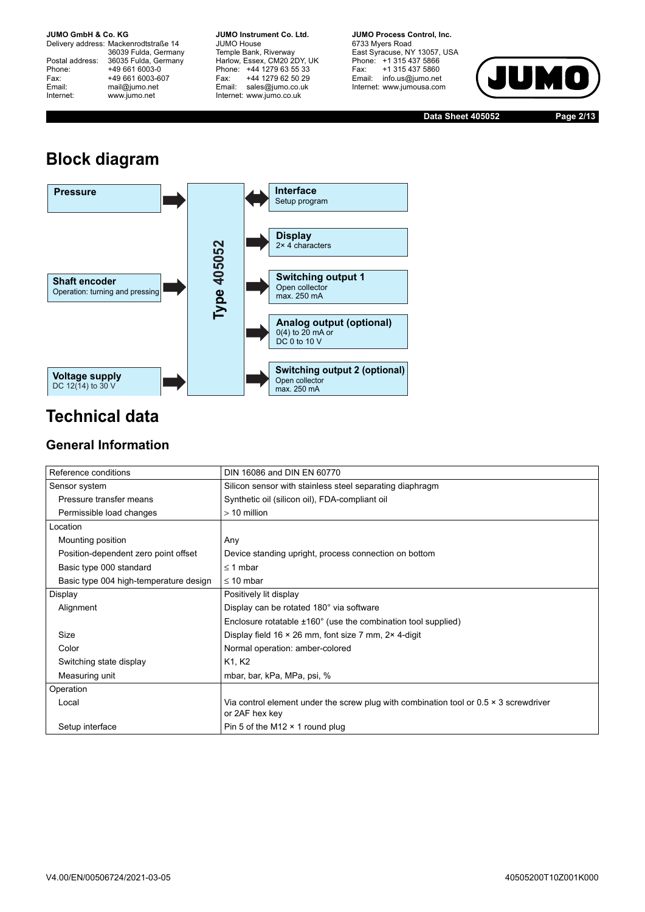# Block diagram

**Pressure** → **Type 405052**

**Shaft encoder**
Operation: turning and pressing → **Type 405052**

**Voltage supply**
DC 12(14) to 30 V → **Type 405052**

**Type 405052** ↔ **Interface**
Setup program

**Type 405052** → **Display**
2× 4 characters

**Type 405052** → **Switching output 1**
Open collector
max. 250 mA

**Type 405052** → **Analog output (optional)**
0(4) to 20 mA or
DC 0 to 10 V

**Type 405052** → **Switching output 2 (optional)**
Open collector
max. 250 mA

# Technical data

## General Information

| | |
|---|---|
| Reference conditions | DIN 16086 and DIN EN 60770 |
| Sensor system | Silicon sensor with stainless steel separating diaphragm |
| Pressure transfer means | Synthetic oil (silicon oil), FDA-compliant oil |
| Permissible load changes | > 10 million |
| Location | |
| Mounting position | Any |
| Position-dependent zero point offset | Device standing upright, process connection on bottom |
| Basic type 000 standard | ≤ 1 mbar |
| Basic type 004 high-temperature design | ≤ 10 mbar |
| Display | Positively lit display |
| Alignment | Display can be rotated 180° via software |
| | Enclosure rotatable ±160° (use the combination tool supplied) |
| Size | Display field 16 × 26 mm, font size 7 mm, 2× 4-digit |
| Color | Normal operation: amber-colored |
| Switching state display | K1, K2 |
| Measuring unit | mbar, bar, kPa, MPa, psi, % |
| Operation | |
| Local | Via control element under the screw plug with combination tool or 0.5 × 3 screwdriver or 2AF hex key |
| Setup interface | Pin 5 of the M12 × 1 round plug |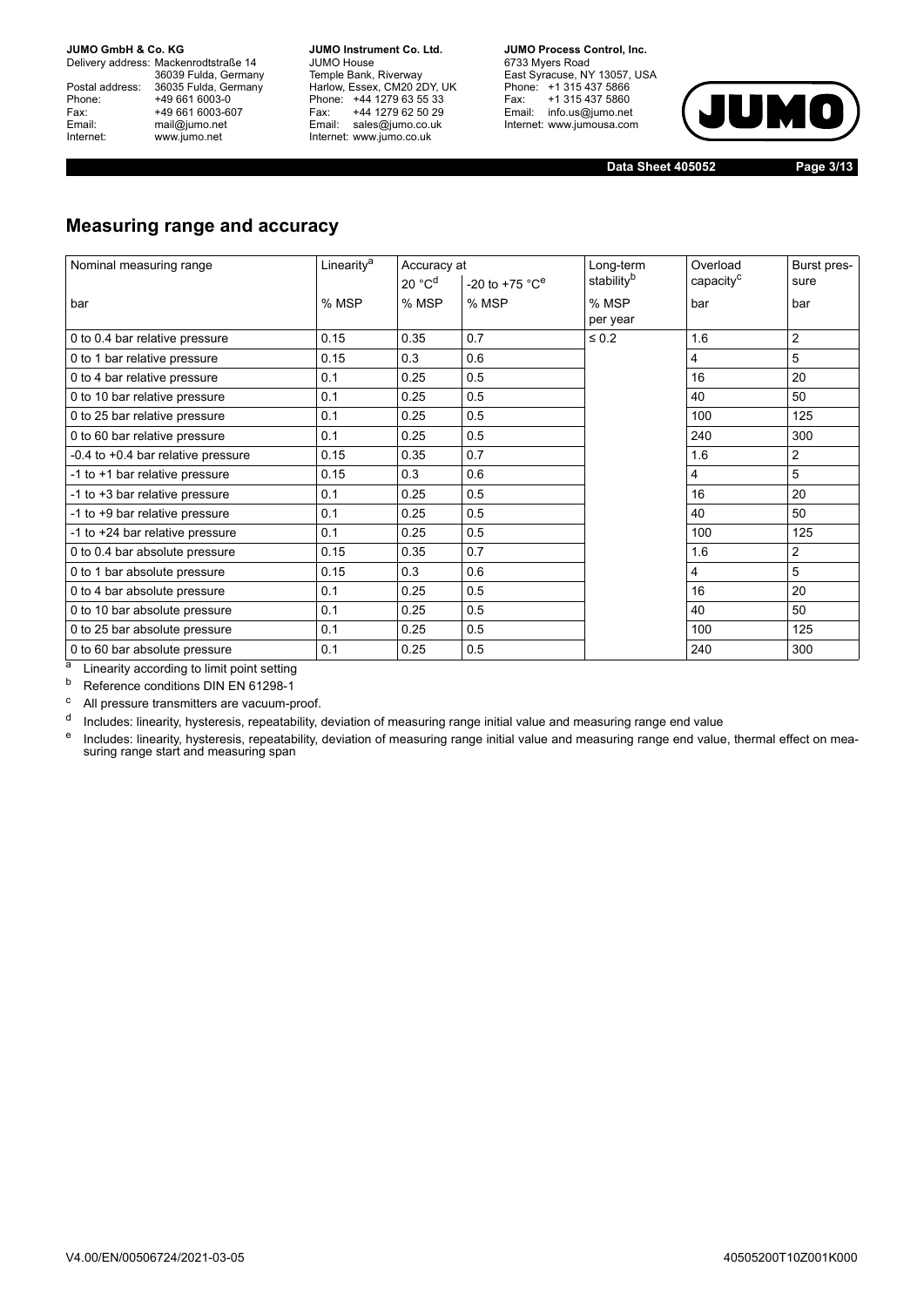## Measuring range and accuracy

| Nominal measuring range | Linearity[a] | Accuracy at | | Long-term stability[b] | Overload capacity[c] | Burst pressure |
|---|---|---|---|---|---|---|
| | | 20 °C[d] | -20 to +75 °C[e] | | | |
| bar | % MSP | % MSP | % MSP | % MSP per year | bar | bar |
| 0 to 0.4 bar relative pressure | 0.15 | 0.35 | 0.7 | ≤ 0.2 | 1.6 | 2 |
| 0 to 1 bar relative pressure | 0.15 | 0.3 | 0.6 | | 4 | 5 |
| 0 to 4 bar relative pressure | 0.1 | 0.25 | 0.5 | | 16 | 20 |
| 0 to 10 bar relative pressure | 0.1 | 0.25 | 0.5 | | 40 | 50 |
| 0 to 25 bar relative pressure | 0.1 | 0.25 | 0.5 | | 100 | 125 |
| 0 to 60 bar relative pressure | 0.1 | 0.25 | 0.5 | | 240 | 300 |
| -0.4 to +0.4 bar relative pressure | 0.15 | 0.35 | 0.7 | | 1.6 | 2 |
| -1 to +1 bar relative pressure | 0.15 | 0.3 | 0.6 | | 4 | 5 |
| -1 to +3 bar relative pressure | 0.1 | 0.25 | 0.5 | | 16 | 20 |
| -1 to +9 bar relative pressure | 0.1 | 0.25 | 0.5 | | 40 | 50 |
| -1 to +24 bar relative pressure | 0.1 | 0.25 | 0.5 | | 100 | 125 |
| 0 to 0.4 bar absolute pressure | 0.15 | 0.35 | 0.7 | | 1.6 | 2 |
| 0 to 1 bar absolute pressure | 0.15 | 0.3 | 0.6 | | 4 | 5 |
| 0 to 4 bar absolute pressure | 0.1 | 0.25 | 0.5 | | 16 | 20 |
| 0 to 10 bar absolute pressure | 0.1 | 0.25 | 0.5 | | 40 | 50 |
| 0 to 25 bar absolute pressure | 0.1 | 0.25 | 0.5 | | 100 | 125 |
| 0 to 60 bar absolute pressure | 0.1 | 0.25 | 0.5 | | 240 | 300 |

[a] Linearity according to limit point setting

[b] Reference conditions DIN EN 61298-1

[c] All pressure transmitters are vacuum-proof.

[d] Includes: linearity, hysteresis, repeatability, deviation of measuring range initial value and measuring range end value

[e] Includes: linearity, hysteresis, repeatability, deviation of measuring range initial value and measuring range end value, thermal effect on measuring range start and measuring span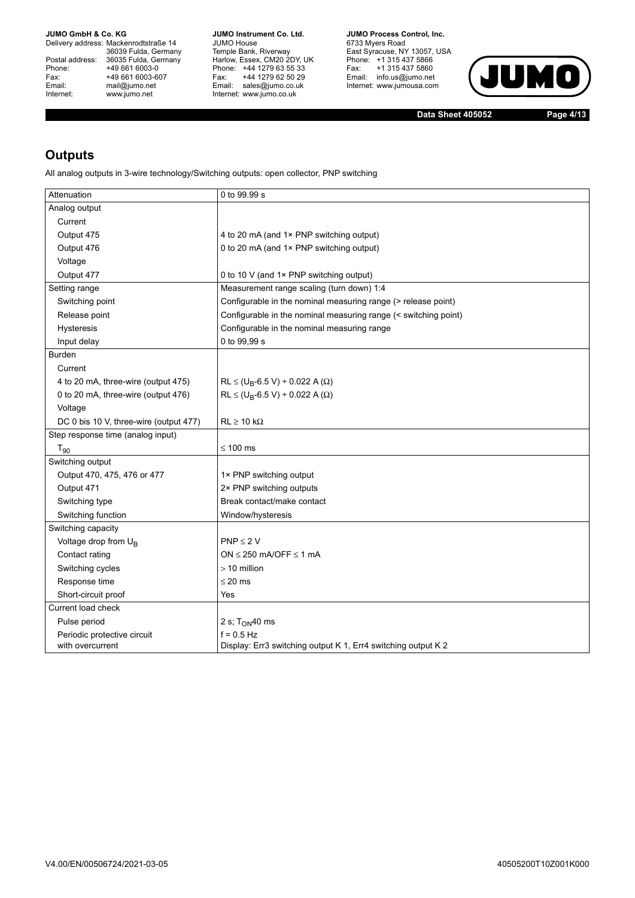## Outputs

All analog outputs in 3-wire technology/Switching outputs: open collector, PNP switching

| Attenuation | 0 to 99.99 s |
|---|---|
| Analog output | |
| Current | |
| Output 475 | 4 to 20 mA (and 1× PNP switching output) |
| Output 476 | 0 to 20 mA (and 1× PNP switching output) |
| Voltage | |
| Output 477 | 0 to 10 V (and 1× PNP switching output) |
| Setting range | Measurement range scaling (turn down) 1:4 |
| Switching point | Configurable in the nominal measuring range (> release point) |
| Release point | Configurable in the nominal measuring range (< switching point) |
| Hysteresis | Configurable in the nominal measuring range |
| Input delay | 0 to 99,99 s |
| Burden | |
| Current | |
| 4 to 20 mA, three-wire (output 475) | $RL \leq (U_B - 6.5\ V) \div 0.022\ A\ (\Omega)$ |
| 0 to 20 mA, three-wire (output 476) | $RL \leq (U_B - 6.5\ V) \div 0.022\ A\ (\Omega)$ |
| Voltage | |
| DC 0 bis 10 V, three-wire (output 477) | $RL \geq 10\ k\Omega$ |
| Step response time (analog input) | |
| $T_{90}$ | ≤ 100 ms |
| Switching output | |
| Output 470, 475, 476 or 477 | 1× PNP switching output |
| Output 471 | 2× PNP switching outputs |
| Switching type | Break contact/make contact |
| Switching function | Window/hysteresis |
| Switching capacity | |
| Voltage drop from $U_B$ | PNP ≤ 2 V |
| Contact rating | ON ≤ 250 mA/OFF ≤ 1 mA |
| Switching cycles | > 10 million |
| Response time | ≤ 20 ms |
| Short-circuit proof | Yes |
| Current load check | |
| Pulse period | 2 s; $T_{ON}$40 ms |
| Periodic protective circuit with overcurrent | f = 0.5 Hz<br>Display: Err3 switching output K 1, Err4 switching output K 2 |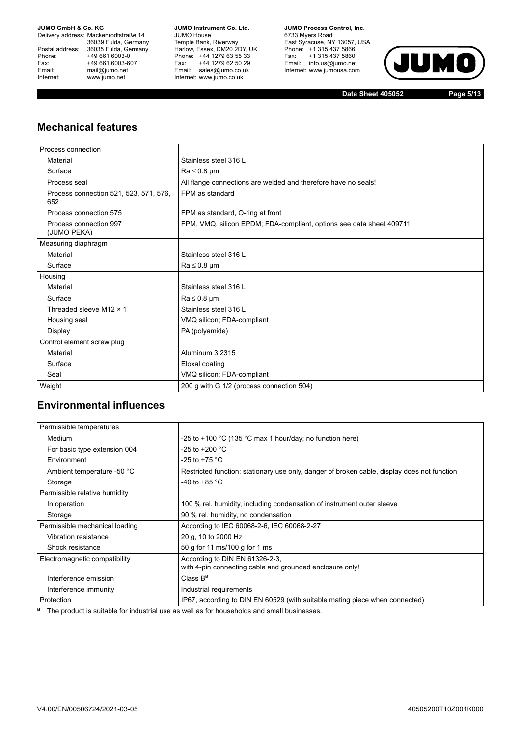## Mechanical features

| Process connection | |
|---|---|
| Material | Stainless steel 316 L |
| Surface | Ra ≤ 0.8 µm |
| Process seal | All flange connections are welded and therefore have no seals! |
| Process connection 521, 523, 571, 576, 652 | FPM as standard |
| Process connection 575 | FPM as standard, O-ring at front |
| Process connection 997 (JUMO PEKA) | FPM, VMQ, silicon EPDM; FDA-compliant, options see data sheet 409711 |
| **Measuring diaphragm** | |
| Material | Stainless steel 316 L |
| Surface | Ra ≤ 0.8 µm |
| **Housing** | |
| Material | Stainless steel 316 L |
| Surface | Ra ≤ 0.8 µm |
| Threaded sleeve M12 × 1 | Stainless steel 316 L |
| Housing seal | VMQ silicon; FDA-compliant |
| Display | PA (polyamide) |
| **Control element screw plug** | |
| Material | Aluminum 3.2315 |
| Surface | Eloxal coating |
| Seal | VMQ silicon; FDA-compliant |
| **Weight** | 200 g with G 1/2 (process connection 504) |

## Environmental influences

| Permissible temperatures | |
|---|---|
| Medium | -25 to +100 °C (135 °C max 1 hour/day; no function here) |
| For basic type extension 004 | -25 to +200 °C |
| Environment | -25 to +75 °C |
| Ambient temperature -50 °C | Restricted function: stationary use only, danger of broken cable, display does not function |
| Storage | -40 to +85 °C |
| **Permissible relative humidity** | |
| In operation | 100 % rel. humidity, including condensation of instrument outer sleeve |
| Storage | 90 % rel. humidity, no condensation |
| **Permissible mechanical loading** | According to IEC 60068-2-6, IEC 60068-2-27 |
| Vibration resistance | 20 g, 10 to 2000 Hz |
| Shock resistance | 50 g for 11 ms/100 g for 1 ms |
| **Electromagnetic compatibility** | According to DIN EN 61326-2-3, with 4-pin connecting cable and grounded enclosure only! |
| Interference emission | Class B[a] |
| Interference immunity | Industrial requirements |
| **Protection** | IP67, according to DIN EN 60529 (with suitable mating piece when connected) |

[a] The product is suitable for industrial use as well as for households and small businesses.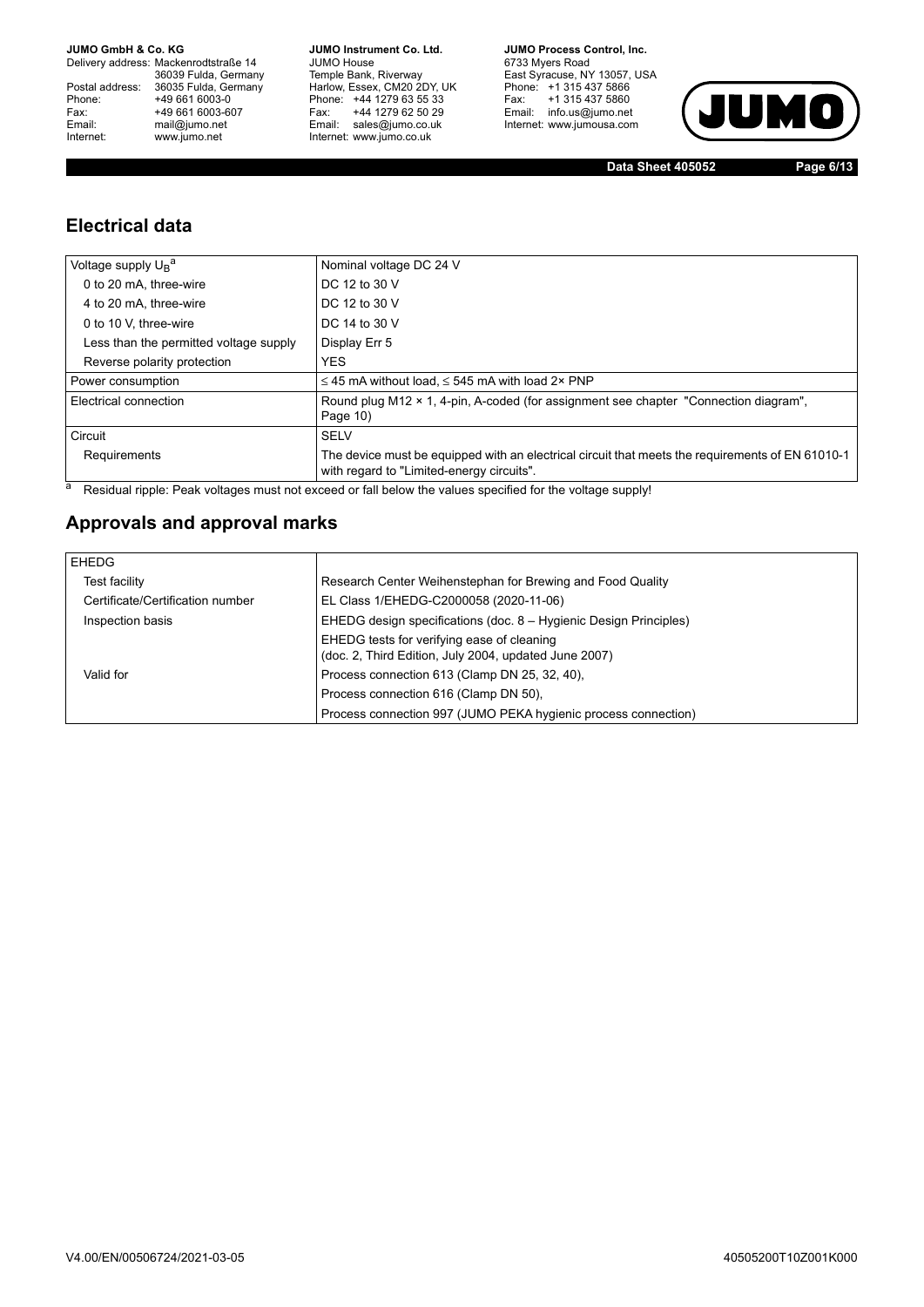## Electrical data

| Voltage supply $U_B$ [a] | Nominal voltage DC 24 V |
|---|---|
| 0 to 20 mA, three-wire | DC 12 to 30 V |
| 4 to 20 mA, three-wire | DC 12 to 30 V |
| 0 to 10 V, three-wire | DC 14 to 30 V |
| Less than the permitted voltage supply | Display Err 5 |
| Reverse polarity protection | YES |
| Power consumption | ≤ 45 mA without load, ≤ 545 mA with load 2× PNP |
| Electrical connection | Round plug M12 × 1, 4-pin, A-coded (for assignment see chapter "Connection diagram", Page 10) |
| Circuit | SELV |
| Requirements | The device must be equipped with an electrical circuit that meets the requirements of EN 61010-1 with regard to "Limited-energy circuits". |

[a] Residual ripple: Peak voltages must not exceed or fall below the values specified for the voltage supply!

## Approvals and approval marks

| EHEDG | |
|---|---|
| Test facility | Research Center Weihenstephan for Brewing and Food Quality |
| Certificate/Certification number | EL Class 1/EHEDG-C2000058 (2020-11-06) |
| Inspection basis | EHEDG design specifications (doc. 8 – Hygienic Design Principles) |
| | EHEDG tests for verifying ease of cleaning (doc. 2, Third Edition, July 2004, updated June 2007) |
| Valid for | Process connection 613 (Clamp DN 25, 32, 40), |
| | Process connection 616 (Clamp DN 50), |
| | Process connection 997 (JUMO PEKA hygienic process connection) |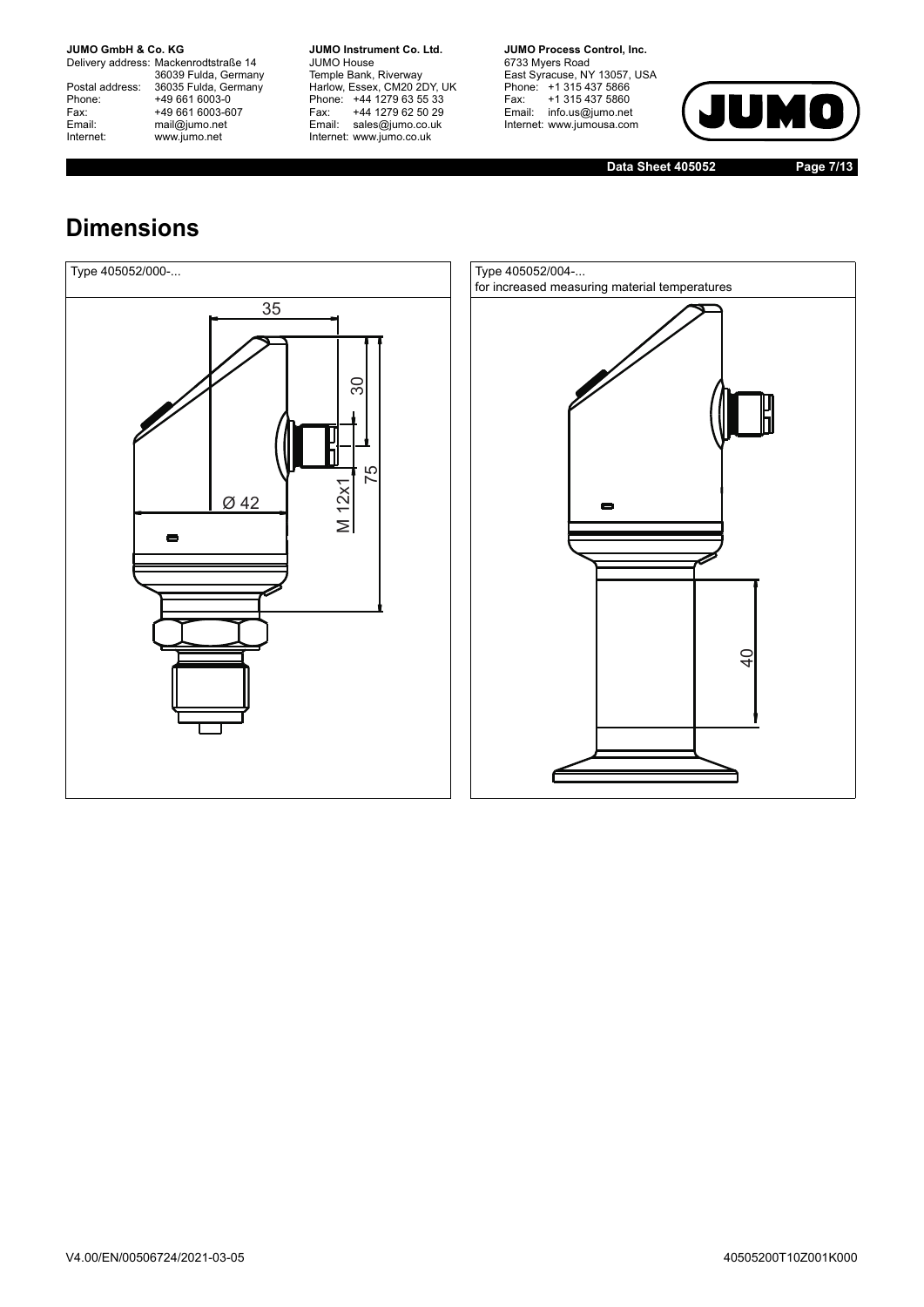# Dimensions

Type 405052/000-...

35

30

75

Ø 42

M 12x1

Type 405052/004-...
for increased measuring material temperatures

40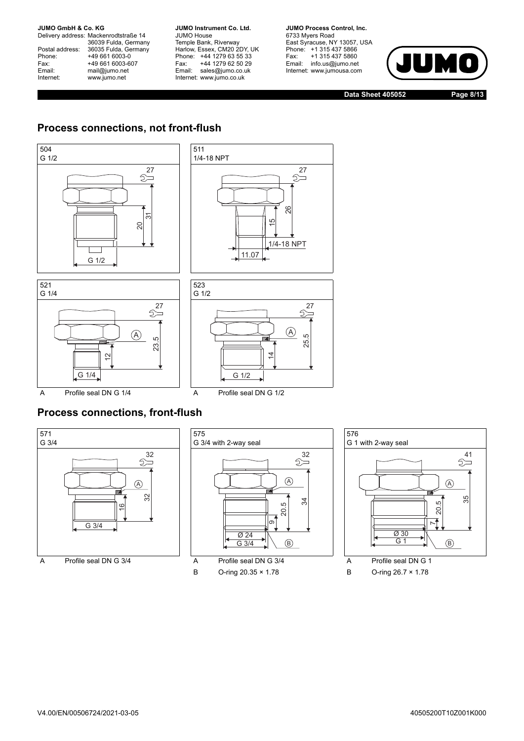## Process connections, not front-flush

504
G 1/2

27
31
20
G 1/2

511
1/4-18 NPT

27
26
15
1/4-18 NPT
11.07

521
G 1/4

27
A
23.5
12
G 1/4

A Profile seal DN G 1/4

523
G 1/2

27
A
25.5
14
G 1/2

A Profile seal DN G 1/2

## Process connections, front-flush

571
G 3/4

32
A
32
16
G 3/4

A Profile seal DN G 3/4

575
G 3/4 with 2-way seal

32
A
34
20.5
9
Ø 24
G 3/4
B

A Profile seal DN G 3/4
B O-ring 20.35 × 1.78

576
G 1 with 2-way seal

41
A
35
20.5
7
Ø 30
G 1
B

A Profile seal DN G 1
B O-ring 26.7 × 1.78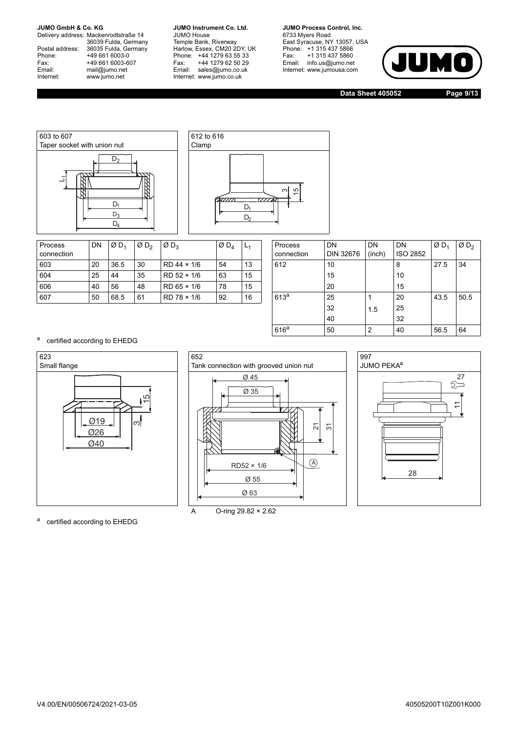### 603 to 607
Taper socket with union nut

### 612 to 616
Clamp

| Process connection | DN | Ø $D_1$ | Ø $D_2$ | Ø $D_3$ | Ø $D_4$ | $L_1$ |
|---|---|---|---|---|---|---|
| 603 | 20 | 36.5 | 30 | RD 44 × 1/6 | 54 | 13 |
| 604 | 25 | 44 | 35 | RD 52 × 1/6 | 63 | 15 |
| 606 | 40 | 56 | 48 | RD 65 × 1/6 | 78 | 15 |
| 607 | 50 | 68.5 | 61 | RD 78 × 1/6 | 92 | 16 |

| Process connection | DN DIN 32676 | DN (inch) | DN ISO 2852 | Ø $D_1$ | Ø $D_2$ |
|---|---|---|---|---|---|
| 612 | 10 | | 8 | 27.5 | 34 |
| | 15 | | 10 | | |
| | 20 | | 15 | | |
| 613[a] | 25 | 1 | 20 | 43.5 | 50.5 |
| | 32 | 1.5 | 25 | | |
| | 40 | | 32 | | |
| 616[a] | 50 | 2 | 40 | 56.5 | 64 |

[a] certified according to EHEDG

### 623
Small flange

Ø19, Ø26, Ø40, 15, 3

### 652
Tank connection with grooved union nut

Ø 45, Ø 35, 21, 31, RD52 × 1/6, Ø 55, Ø 63

A O-ring 29.82 × 2.62

### 997
JUMO PEKA[a]

27, 11, 28

[a] certified according to EHEDG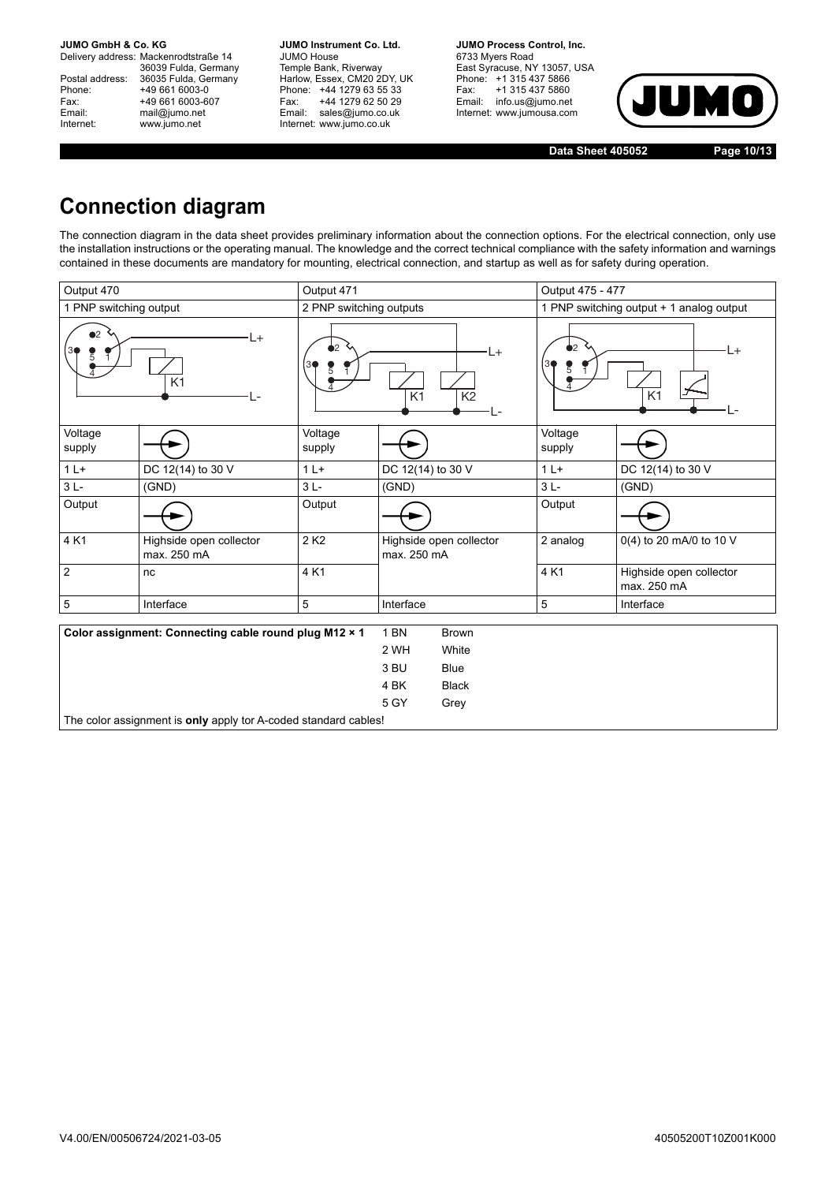# Connection diagram

The connection diagram in the data sheet provides preliminary information about the connection options. For the electrical connection, only use the installation instructions or the operating manual. The knowledge and the correct technical compliance with the safety information and warnings contained in these documents are mandatory for mounting, electrical connection, and startup as well as for safety during operation.

| Output 470 | | Output 471 | | Output 475 - 477 | |
|---|---|---|---|---|---|
| 1 PNP switching output | | 2 PNP switching outputs | | 1 PNP switching output + 1 analog output | |
| Voltage supply | | Voltage supply | | Voltage supply | |
| 1 L+ | DC 12(14) to 30 V | 1 L+ | DC 12(14) to 30 V | 1 L+ | DC 12(14) to 30 V |
| 3 L- | (GND) | 3 L- | (GND) | 3 L- | (GND) |
| Output | | Output | | Output | |
| 4 K1 | Highside open collector max. 250 mA | 2 K2 | Highside open collector max. 250 mA | 2 analog | 0(4) to 20 mA/0 to 10 V |
| 2 | nc | 4 K1 | | 4 K1 | Highside open collector max. 250 mA |
| 5 | Interface | 5 | Interface | 5 | Interface |

| Color assignment: Connecting cable round plug M12 × 1 | | |
|---|---|---|
| | 1 BN | Brown |
| | 2 WH | White |
| | 3 BU | Blue |
| | 4 BK | Black |
| | 5 GY | Grey |

The color assignment is **only** apply tor A-coded standard cables!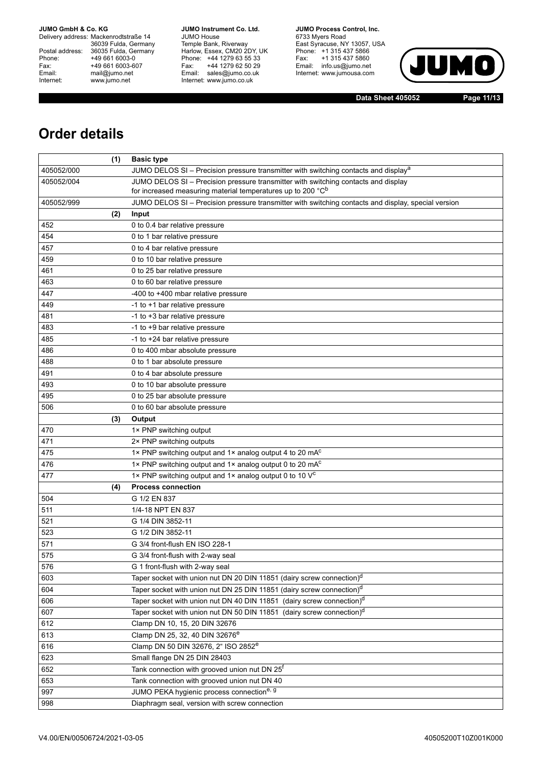# Order details

| (1) | Basic type |
|---|---|
| 405052/000 | JUMO DELOS SI – Precision pressure transmitter with switching contacts and display[a] |
| 405052/004 | JUMO DELOS SI – Precision pressure transmitter with switching contacts and display for increased measuring material temperatures up to 200 °C[b] |
| 405052/999 | JUMO DELOS SI – Precision pressure transmitter with switching contacts and display, special version |
| **(2)** | **Input** |
| 452 | 0 to 0.4 bar relative pressure |
| 454 | 0 to 1 bar relative pressure |
| 457 | 0 to 4 bar relative pressure |
| 459 | 0 to 10 bar relative pressure |
| 461 | 0 to 25 bar relative pressure |
| 463 | 0 to 60 bar relative pressure |
| 447 | -400 to +400 mbar relative pressure |
| 449 | -1 to +1 bar relative pressure |
| 481 | -1 to +3 bar relative pressure |
| 483 | -1 to +9 bar relative pressure |
| 485 | -1 to +24 bar relative pressure |
| 486 | 0 to 400 mbar absolute pressure |
| 488 | 0 to 1 bar absolute pressure |
| 491 | 0 to 4 bar absolute pressure |
| 493 | 0 to 10 bar absolute pressure |
| 495 | 0 to 25 bar absolute pressure |
| 506 | 0 to 60 bar absolute pressure |
| **(3)** | **Output** |
| 470 | 1× PNP switching output |
| 471 | 2× PNP switching outputs |
| 475 | 1× PNP switching output and 1× analog output 4 to 20 mA[c] |
| 476 | 1× PNP switching output and 1× analog output 0 to 20 mA[c] |
| 477 | 1× PNP switching output and 1× analog output 0 to 10 V[c] |
| **(4)** | **Process connection** |
| 504 | G 1/2 EN 837 |
| 511 | 1/4-18 NPT EN 837 |
| 521 | G 1/4 DIN 3852-11 |
| 523 | G 1/2 DIN 3852-11 |
| 571 | G 3/4 front-flush EN ISO 228-1 |
| 575 | G 3/4 front-flush with 2-way seal |
| 576 | G 1 front-flush with 2-way seal |
| 603 | Taper socket with union nut DN 20 DIN 11851 (dairy screw connection)[d] |
| 604 | Taper socket with union nut DN 25 DIN 11851 (dairy screw connection)[d] |
| 606 | Taper socket with union nut DN 40 DIN 11851 (dairy screw connection)[d] |
| 607 | Taper socket with union nut DN 50 DIN 11851 (dairy screw connection)[d] |
| 612 | Clamp DN 10, 15, 20 DIN 32676 |
| 613 | Clamp DN 25, 32, 40 DIN 32676[e] |
| 616 | Clamp DN 50 DIN 32676, 2" ISO 2852[e] |
| 623 | Small flange DN 25 DIN 28403 |
| 652 | Tank connection with grooved union nut DN 25[f] |
| 653 | Tank connection with grooved union nut DN 40 |
| 997 | JUMO PEKA hygienic process connection[e, g] |
| 998 | Diaphragm seal, version with screw connection |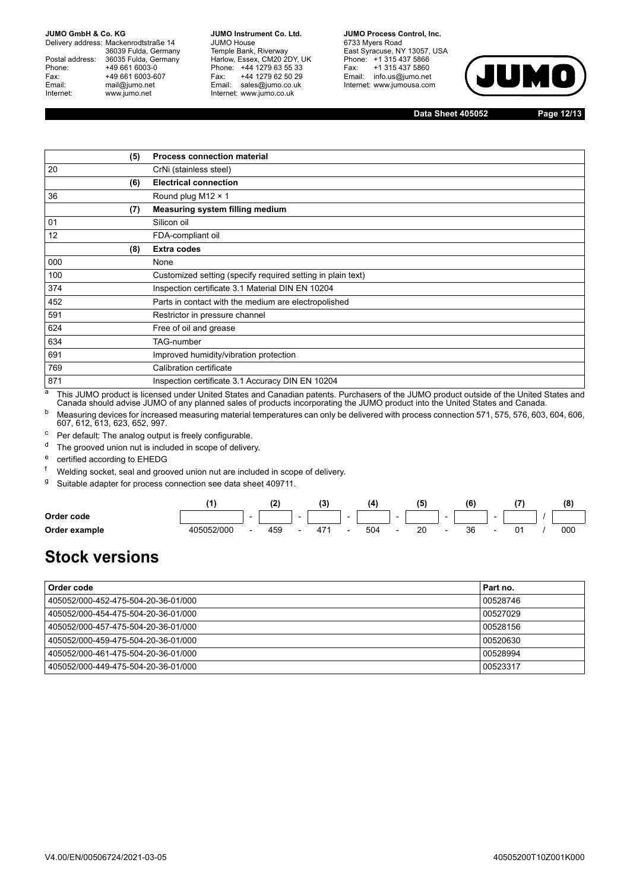| | (5) | Process connection material |
|---|---|---|
| 20 | | CrNi (stainless steel) |
| | (6) | Electrical connection |
| 36 | | Round plug M12 × 1 |
| | (7) | Measuring system filling medium |
| 01 | | Silicon oil |
| 12 | | FDA-compliant oil |
| | (8) | Extra codes |
| 000 | | None |
| 100 | | Customized setting (specify required setting in plain text) |
| 374 | | Inspection certificate 3.1 Material DIN EN 10204 |
| 452 | | Parts in contact with the medium are electropolished |
| 591 | | Restrictor in pressure channel |
| 624 | | Free of oil and grease |
| 634 | | TAG-number |
| 691 | | Improved humidity/vibration protection |
| 769 | | Calibration certificate |
| 871 | | Inspection certificate 3.1 Accuracy DIN EN 10204 |

[a] This JUMO product is licensed under United States and Canadian patents. Purchasers of the JUMO product outside of the United States and Canada should advise JUMO of any planned sales of products incorporating the JUMO product into the United States and Canada.

[b] Measuring devices for increased measuring material temperatures can only be delivered with process connection 571, 575, 576, 603, 604, 606, 607, 612, 613, 623, 652, 997.

[c] Per default: The analog output is freely configurable.

[d] The grooved union nut is included in scope of delivery.

[e] certified according to EHEDG

[f] Welding socket, seal and grooved union nut are included in scope of delivery.

[g] Suitable adapter for process connection see data sheet 409711.

| | (1) | | (2) | | (3) | | (4) | | (5) | | (6) | | (7) | | (8) |
|---|---|---|---|---|---|---|---|---|---|---|---|---|---|---|---|
| Order code | | - | | - | | - | | - | | - | | - | | / | |
| Order example | 405052/000 | - | 459 | - | 471 | - | 504 | - | 20 | - | 36 | - | 01 | / | 000 |

# Stock versions

| Order code | Part no. |
|---|---|
| 405052/000-452-475-504-20-36-01/000 | 00528746 |
| 405052/000-454-475-504-20-36-01/000 | 00527029 |
| 405052/000-457-475-504-20-36-01/000 | 00528156 |
| 405052/000-459-475-504-20-36-01/000 | 00520630 |
| 405052/000-461-475-504-20-36-01/000 | 00528994 |
| 405052/000-449-475-504-20-36-01/000 | 00523317 |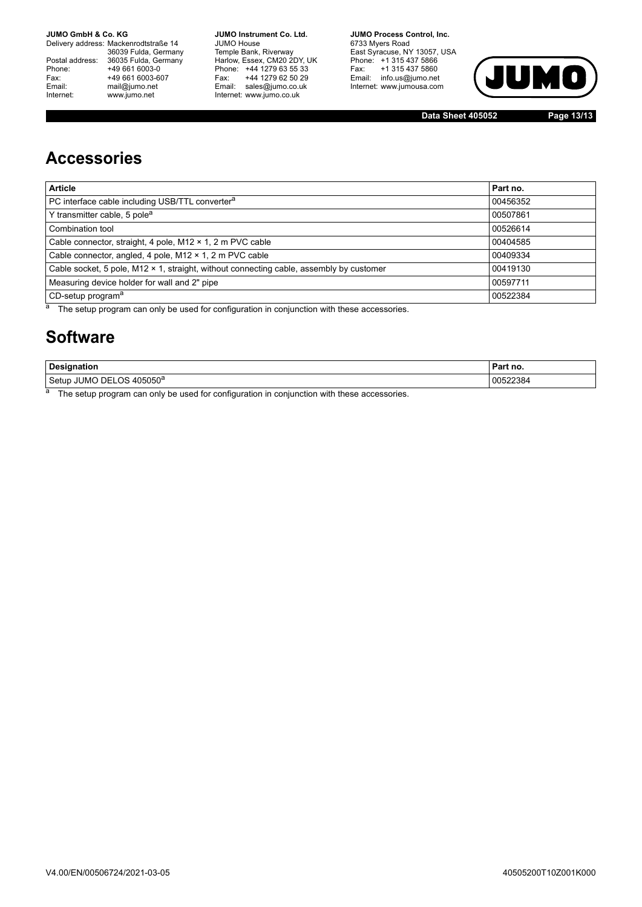# Accessories

| Article | Part no. |
| --- | --- |
| PC interface cable including USB/TTL converter[a] | 00456352 |
| Y transmitter cable, 5 pole[a] | 00507861 |
| Combination tool | 00526614 |
| Cable connector, straight, 4 pole, M12 × 1, 2 m PVC cable | 00404585 |
| Cable connector, angled, 4 pole, M12 × 1, 2 m PVC cable | 00409334 |
| Cable socket, 5 pole, M12 × 1, straight, without connecting cable, assembly by customer | 00419130 |
| Measuring device holder for wall and 2" pipe | 00597711 |
| CD-setup program[a] | 00522384 |

[a] The setup program can only be used for configuration in conjunction with these accessories.

# Software

| Designation | Part no. |
| --- | --- |
| Setup JUMO DELOS 405050[a] | 00522384 |

[a] The setup program can only be used for configuration in conjunction with these accessories.